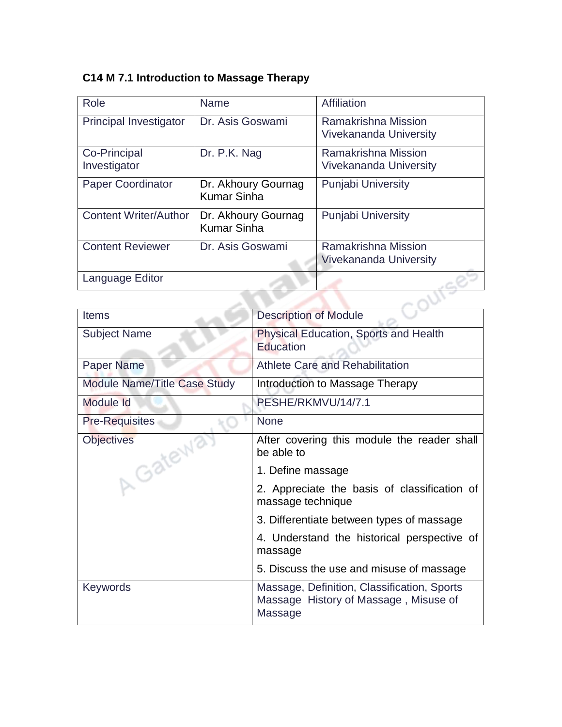## C14 M 7.1 Introduction to Massage Therapy

| Role | Name | Affiliation |
|---|---|---|
| Principal Investigator | Dr. Asis Goswami | Ramakrishna Mission Vivekananda University |
| Co-Principal Investigator | Dr. P.K. Nag | Ramakrishna Mission Vivekananda University |
| Paper Coordinator | Dr. Akhoury Gournag Kumar Sinha | Punjabi University |
| Content Writer/Author | Dr. Akhoury Gournag Kumar Sinha | Punjabi University |
| Content Reviewer | Dr. Asis Goswami | Ramakrishna Mission Vivekananda University |
| Language Editor | | |

| Items | Description of Module |
|---|---|
| Subject Name | Physical Education, Sports and Health Education |
| Paper Name | Athlete Care and Rehabilitation |
| Module Name/Title Case Study | Introduction to Massage Therapy |
| Module Id | PESHE/RKMVU/14/7.1 |
| Pre-Requisites | None |
| Objectives | After covering this module the reader shall be able to<br>1. Define massage<br>2. Appreciate the basis of classification of massage technique<br>3. Differentiate between types of massage<br>4. Understand the historical perspective of massage<br>5. Discuss the use and misuse of massage |
| Keywords | Massage, Definition, Classification, Sports Massage History of Massage , Misuse of Massage |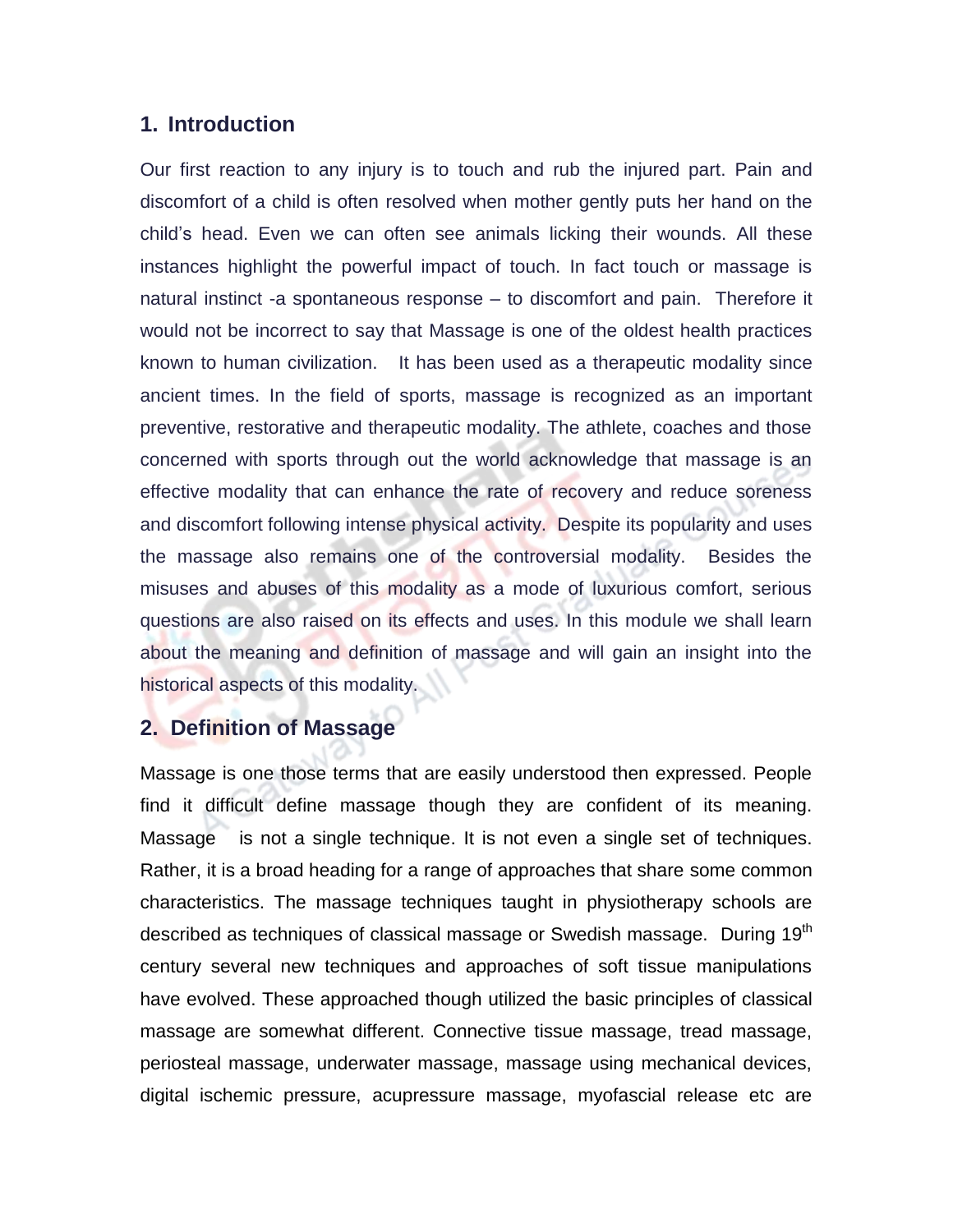## 1. Introduction

Our first reaction to any injury is to touch and rub the injured part. Pain and discomfort of a child is often resolved when mother gently puts her hand on the child's head. Even we can often see animals licking their wounds. All these instances highlight the powerful impact of touch. In fact touch or massage is natural instinct -a spontaneous response – to discomfort and pain. Therefore it would not be incorrect to say that Massage is one of the oldest health practices known to human civilization. It has been used as a therapeutic modality since ancient times. In the field of sports, massage is recognized as an important preventive, restorative and therapeutic modality. The athlete, coaches and those concerned with sports through out the world acknowledge that massage is an effective modality that can enhance the rate of recovery and reduce soreness and discomfort following intense physical activity. Despite its popularity and uses the massage also remains one of the controversial modality. Besides the misuses and abuses of this modality as a mode of luxurious comfort, serious questions are also raised on its effects and uses. In this module we shall learn about the meaning and definition of massage and will gain an insight into the historical aspects of this modality.

## 2. Definition of Massage

Massage is one those terms that are easily understood then expressed. People find it difficult define massage though they are confident of its meaning. Massage is not a single technique. It is not even a single set of techniques. Rather, it is a broad heading for a range of approaches that share some common characteristics. The massage techniques taught in physiotherapy schools are described as techniques of classical massage or Swedish massage. During 19th century several new techniques and approaches of soft tissue manipulations have evolved. These approached though utilized the basic principles of classical massage are somewhat different. Connective tissue massage, tread massage, periosteal massage, underwater massage, massage using mechanical devices, digital ischemic pressure, acupressure massage, myofascial release etc are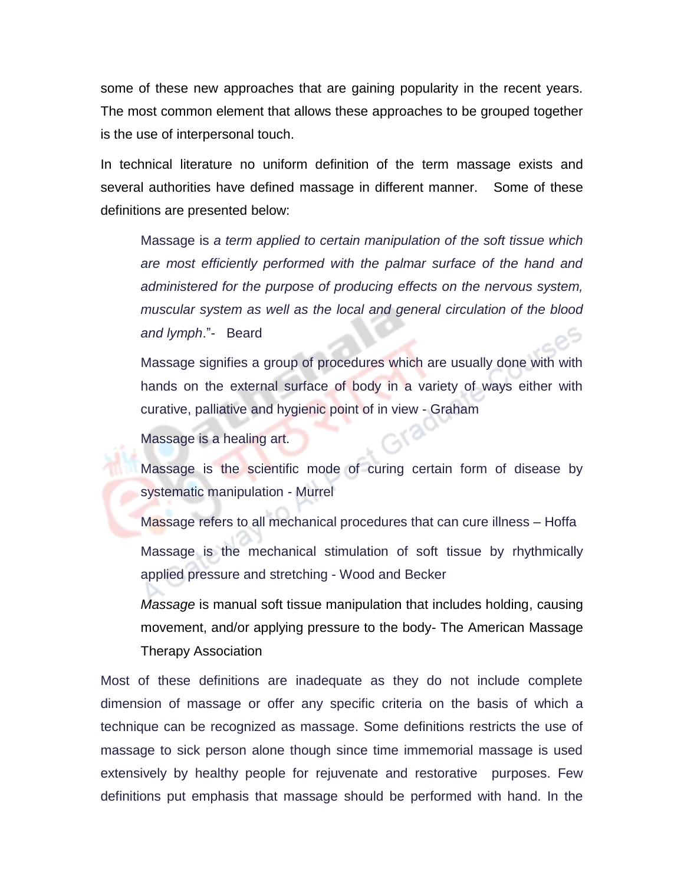some of these new approaches that are gaining popularity in the recent years. The most common element that allows these approaches to be grouped together is the use of interpersonal touch.

In technical literature no uniform definition of the term massage exists and several authorities have defined massage in different manner. Some of these definitions are presented below:

> Massage is *a term applied to certain manipulation of the soft tissue which are most efficiently performed with the palmar surface of the hand and administered for the purpose of producing effects on the nervous system, muscular system as well as the local and general circulation of the blood and lymph*."- Beard
>
> Massage signifies a group of procedures which are usually done with with hands on the external surface of body in a variety of ways either with curative, palliative and hygienic point of in view - Graham
>
> Massage is a healing art.
>
> Massage is the scientific mode of curing certain form of disease by systematic manipulation - Murrel
>
> Massage refers to all mechanical procedures that can cure illness – Hoffa
>
> Massage is the mechanical stimulation of soft tissue by rhythmically applied pressure and stretching - Wood and Becker
>
> *Massage* is manual soft tissue manipulation that includes holding, causing movement, and/or applying pressure to the body- The American Massage Therapy Association

Most of these definitions are inadequate as they do not include complete dimension of massage or offer any specific criteria on the basis of which a technique can be recognized as massage. Some definitions restricts the use of massage to sick person alone though since time immemorial massage is used extensively by healthy people for rejuvenate and restorative purposes. Few definitions put emphasis that massage should be performed with hand. In the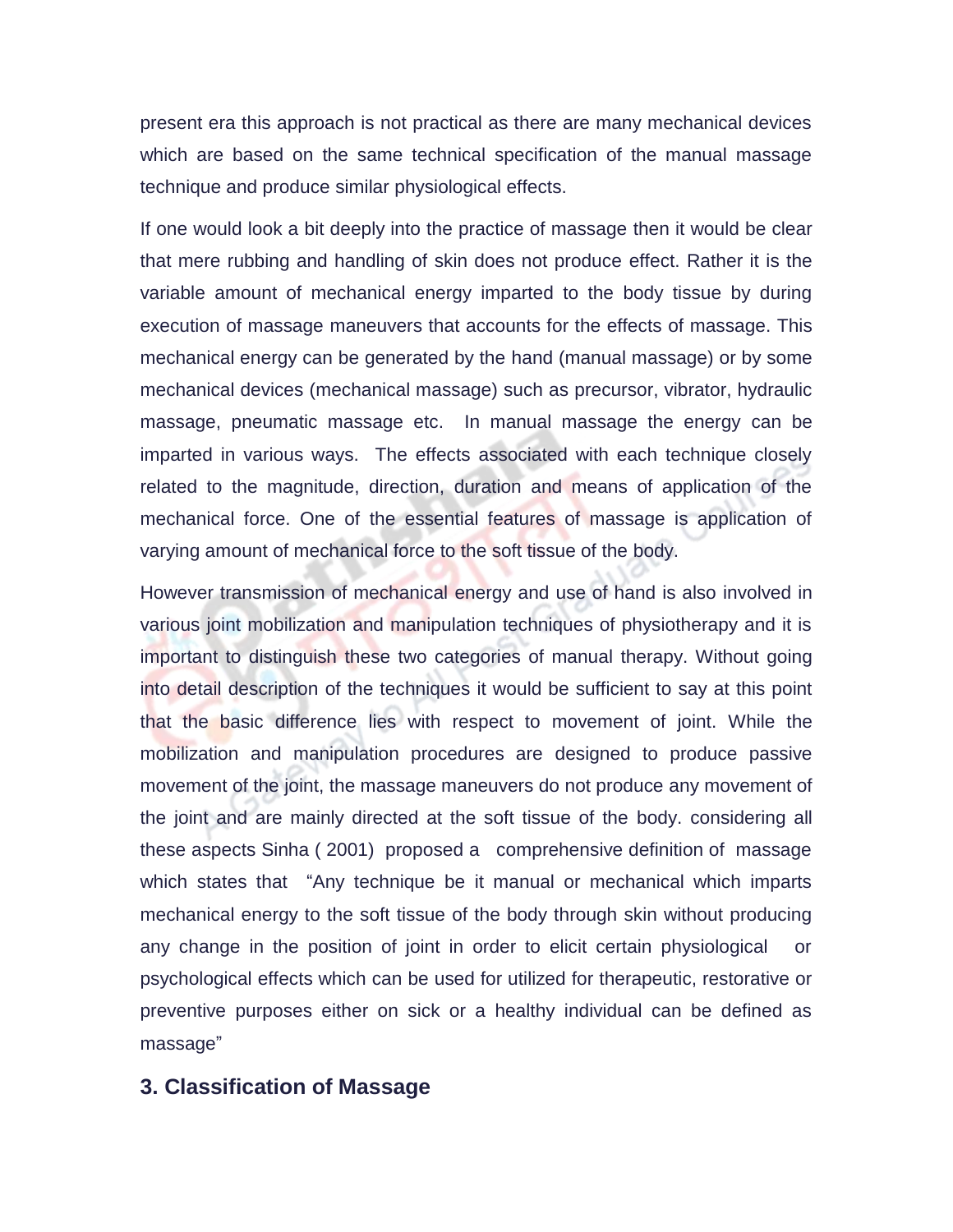present era this approach is not practical as there are many mechanical devices which are based on the same technical specification of the manual massage technique and produce similar physiological effects.

If one would look a bit deeply into the practice of massage then it would be clear that mere rubbing and handling of skin does not produce effect. Rather it is the variable amount of mechanical energy imparted to the body tissue by during execution of massage maneuvers that accounts for the effects of massage. This mechanical energy can be generated by the hand (manual massage) or by some mechanical devices (mechanical massage) such as precursor, vibrator, hydraulic massage, pneumatic massage etc. In manual massage the energy can be imparted in various ways. The effects associated with each technique closely related to the magnitude, direction, duration and means of application of the mechanical force. One of the essential features of massage is application of varying amount of mechanical force to the soft tissue of the body.

However transmission of mechanical energy and use of hand is also involved in various joint mobilization and manipulation techniques of physiotherapy and it is important to distinguish these two categories of manual therapy. Without going into detail description of the techniques it would be sufficient to say at this point that the basic difference lies with respect to movement of joint. While the mobilization and manipulation procedures are designed to produce passive movement of the joint, the massage maneuvers do not produce any movement of the joint and are mainly directed at the soft tissue of the body. considering all these aspects Sinha ( 2001) proposed a comprehensive definition of massage which states that "Any technique be it manual or mechanical which imparts mechanical energy to the soft tissue of the body through skin without producing any change in the position of joint in order to elicit certain physiological or psychological effects which can be used for utilized for therapeutic, restorative or preventive purposes either on sick or a healthy individual can be defined as massage"

## 3. Classification of Massage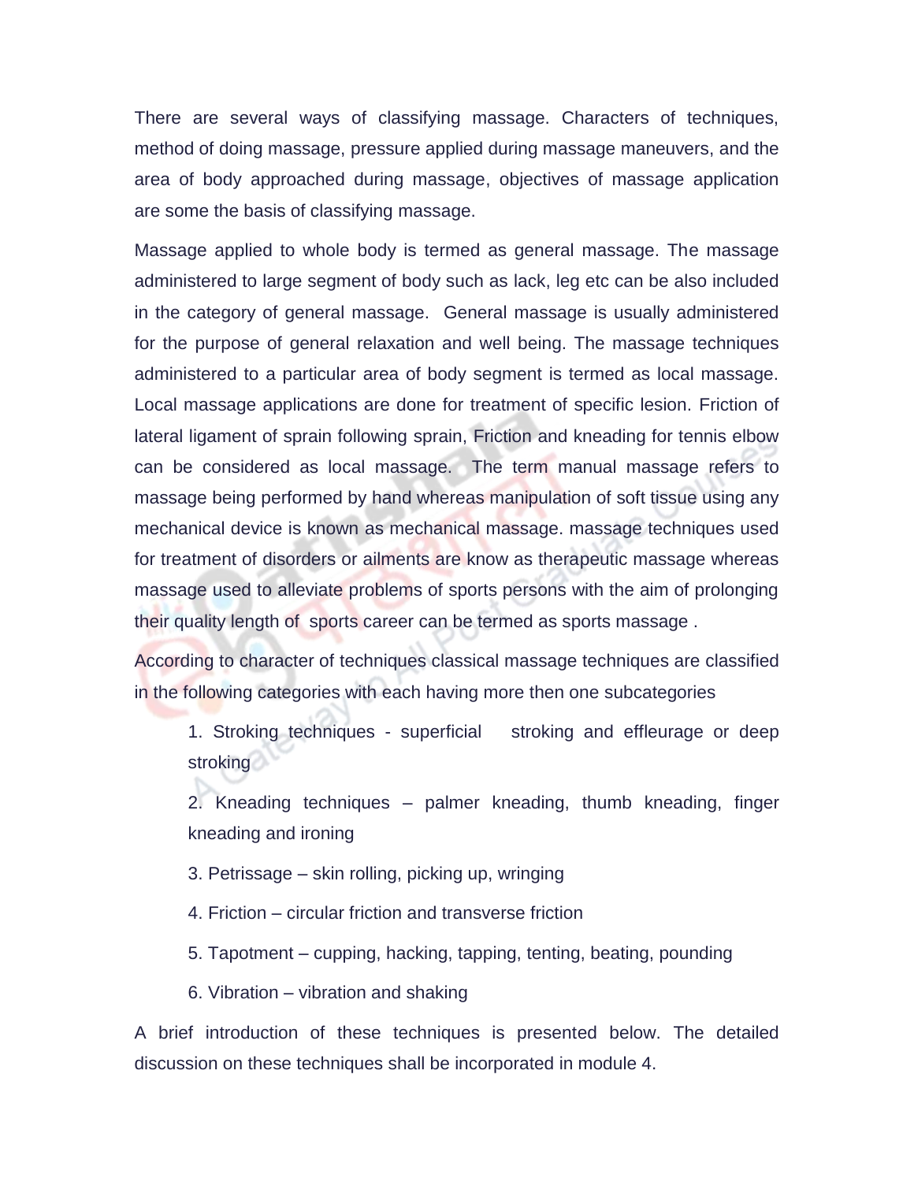There are several ways of classifying massage. Characters of techniques, method of doing massage, pressure applied during massage maneuvers, and the area of body approached during massage, objectives of massage application are some the basis of classifying massage.

Massage applied to whole body is termed as general massage. The massage administered to large segment of body such as lack, leg etc can be also included in the category of general massage. General massage is usually administered for the purpose of general relaxation and well being. The massage techniques administered to a particular area of body segment is termed as local massage. Local massage applications are done for treatment of specific lesion. Friction of lateral ligament of sprain following sprain, Friction and kneading for tennis elbow can be considered as local massage. The term manual massage refers to massage being performed by hand whereas manipulation of soft tissue using any mechanical device is known as mechanical massage. massage techniques used for treatment of disorders or ailments are know as therapeutic massage whereas massage used to alleviate problems of sports persons with the aim of prolonging their quality length of sports career can be termed as sports massage .

According to character of techniques classical massage techniques are classified in the following categories with each having more then one subcategories

1. Stroking techniques - superficial stroking and effleurage or deep stroking
2. Kneading techniques – palmer kneading, thumb kneading, finger kneading and ironing
3. Petrissage – skin rolling, picking up, wringing
4. Friction – circular friction and transverse friction
5. Tapotment – cupping, hacking, tapping, tenting, beating, pounding
6. Vibration – vibration and shaking

A brief introduction of these techniques is presented below. The detailed discussion on these techniques shall be incorporated in module 4.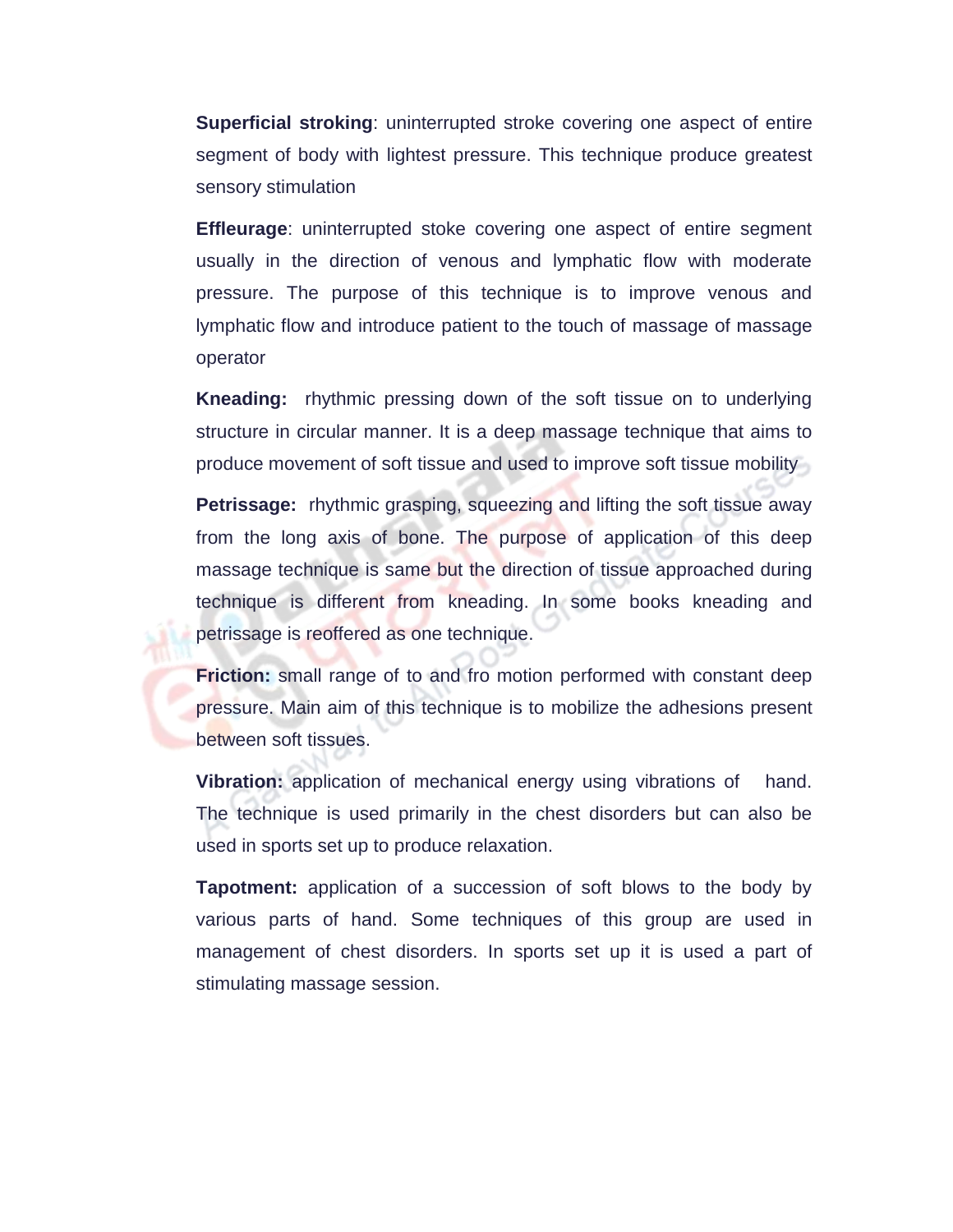**Superficial stroking**: uninterrupted stroke covering one aspect of entire segment of body with lightest pressure. This technique produce greatest sensory stimulation

**Effleurage**: uninterrupted stoke covering one aspect of entire segment usually in the direction of venous and lymphatic flow with moderate pressure. The purpose of this technique is to improve venous and lymphatic flow and introduce patient to the touch of massage of massage operator

**Kneading:** rhythmic pressing down of the soft tissue on to underlying structure in circular manner. It is a deep massage technique that aims to produce movement of soft tissue and used to improve soft tissue mobility

**Petrissage:** rhythmic grasping, squeezing and lifting the soft tissue away from the long axis of bone. The purpose of application of this deep massage technique is same but the direction of tissue approached during technique is different from kneading. In some books kneading and petrissage is reoffered as one technique.

**Friction:** small range of to and fro motion performed with constant deep pressure. Main aim of this technique is to mobilize the adhesions present between soft tissues.

**Vibration:** application of mechanical energy using vibrations of hand. The technique is used primarily in the chest disorders but can also be used in sports set up to produce relaxation.

**Tapotment:** application of a succession of soft blows to the body by various parts of hand. Some techniques of this group are used in management of chest disorders. In sports set up it is used a part of stimulating massage session.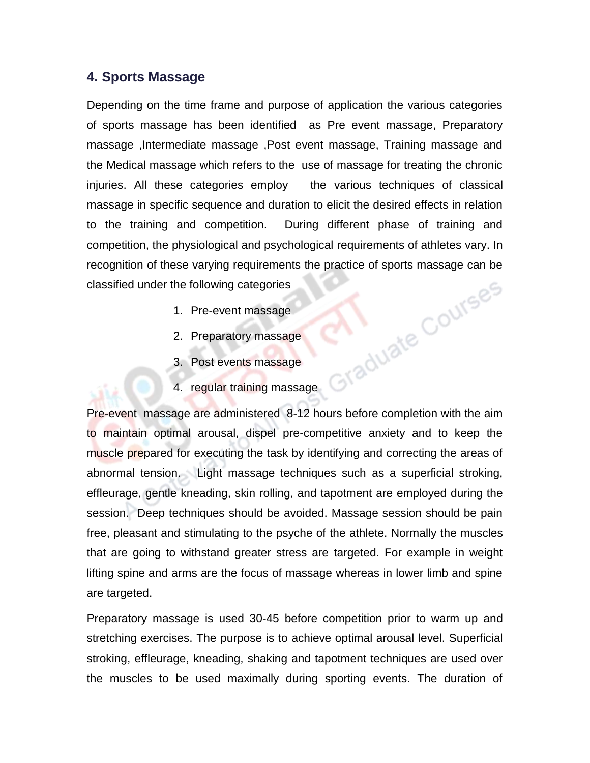## 4. Sports Massage

Depending on the time frame and purpose of application the various categories of sports massage has been identified as Pre event massage, Preparatory massage ,Intermediate massage ,Post event massage, Training massage and the Medical massage which refers to the use of massage for treating the chronic injuries. All these categories employ the various techniques of classical massage in specific sequence and duration to elicit the desired effects in relation to the training and competition. During different phase of training and competition, the physiological and psychological requirements of athletes vary. In recognition of these varying requirements the practice of sports massage can be classified under the following categories

1. Pre-event massage
2. Preparatory massage
3. Post events massage
4. regular training massage

Pre-event massage are administered 8-12 hours before completion with the aim to maintain optimal arousal, dispel pre-competitive anxiety and to keep the muscle prepared for executing the task by identifying and correcting the areas of abnormal tension. Light massage techniques such as a superficial stroking, effleurage, gentle kneading, skin rolling, and tapotment are employed during the session. Deep techniques should be avoided. Massage session should be pain free, pleasant and stimulating to the psyche of the athlete. Normally the muscles that are going to withstand greater stress are targeted. For example in weight lifting spine and arms are the focus of massage whereas in lower limb and spine are targeted.

Preparatory massage is used 30-45 before competition prior to warm up and stretching exercises. The purpose is to achieve optimal arousal level. Superficial stroking, effleurage, kneading, shaking and tapotment techniques are used over the muscles to be used maximally during sporting events. The duration of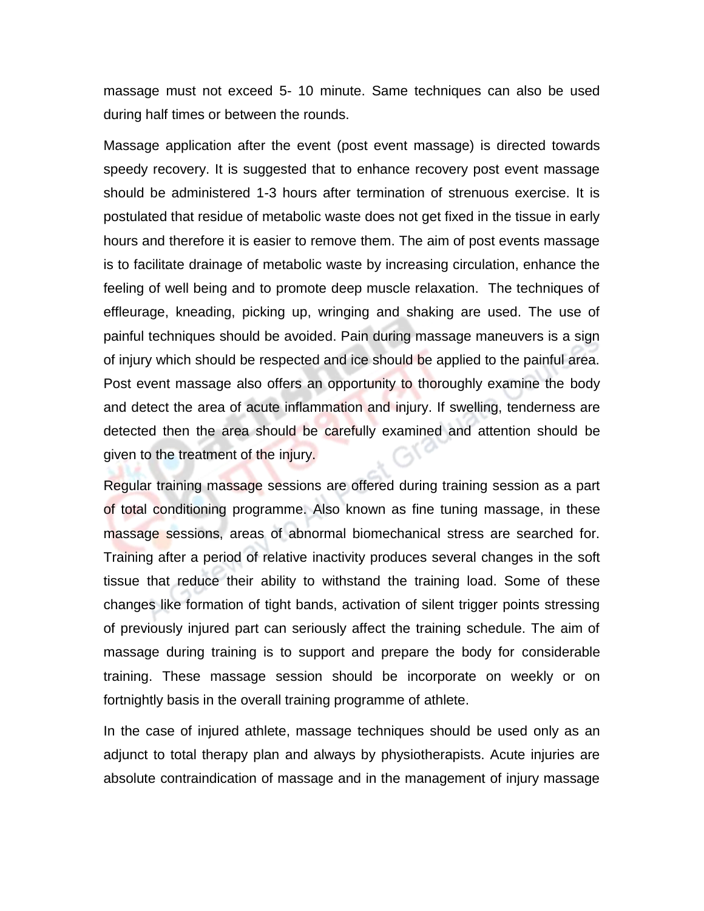massage must not exceed 5- 10 minute. Same techniques can also be used during half times or between the rounds.

Massage application after the event (post event massage) is directed towards speedy recovery. It is suggested that to enhance recovery post event massage should be administered 1-3 hours after termination of strenuous exercise. It is postulated that residue of metabolic waste does not get fixed in the tissue in early hours and therefore it is easier to remove them. The aim of post events massage is to facilitate drainage of metabolic waste by increasing circulation, enhance the feeling of well being and to promote deep muscle relaxation. The techniques of effleurage, kneading, picking up, wringing and shaking are used. The use of painful techniques should be avoided. Pain during massage maneuvers is a sign of injury which should be respected and ice should be applied to the painful area. Post event massage also offers an opportunity to thoroughly examine the body and detect the area of acute inflammation and injury. If swelling, tenderness are detected then the area should be carefully examined and attention should be given to the treatment of the injury.

Regular training massage sessions are offered during training session as a part of total conditioning programme. Also known as fine tuning massage, in these massage sessions, areas of abnormal biomechanical stress are searched for. Training after a period of relative inactivity produces several changes in the soft tissue that reduce their ability to withstand the training load. Some of these changes like formation of tight bands, activation of silent trigger points stressing of previously injured part can seriously affect the training schedule. The aim of massage during training is to support and prepare the body for considerable training. These massage session should be incorporate on weekly or on fortnightly basis in the overall training programme of athlete.

In the case of injured athlete, massage techniques should be used only as an adjunct to total therapy plan and always by physiotherapists. Acute injuries are absolute contraindication of massage and in the management of injury massage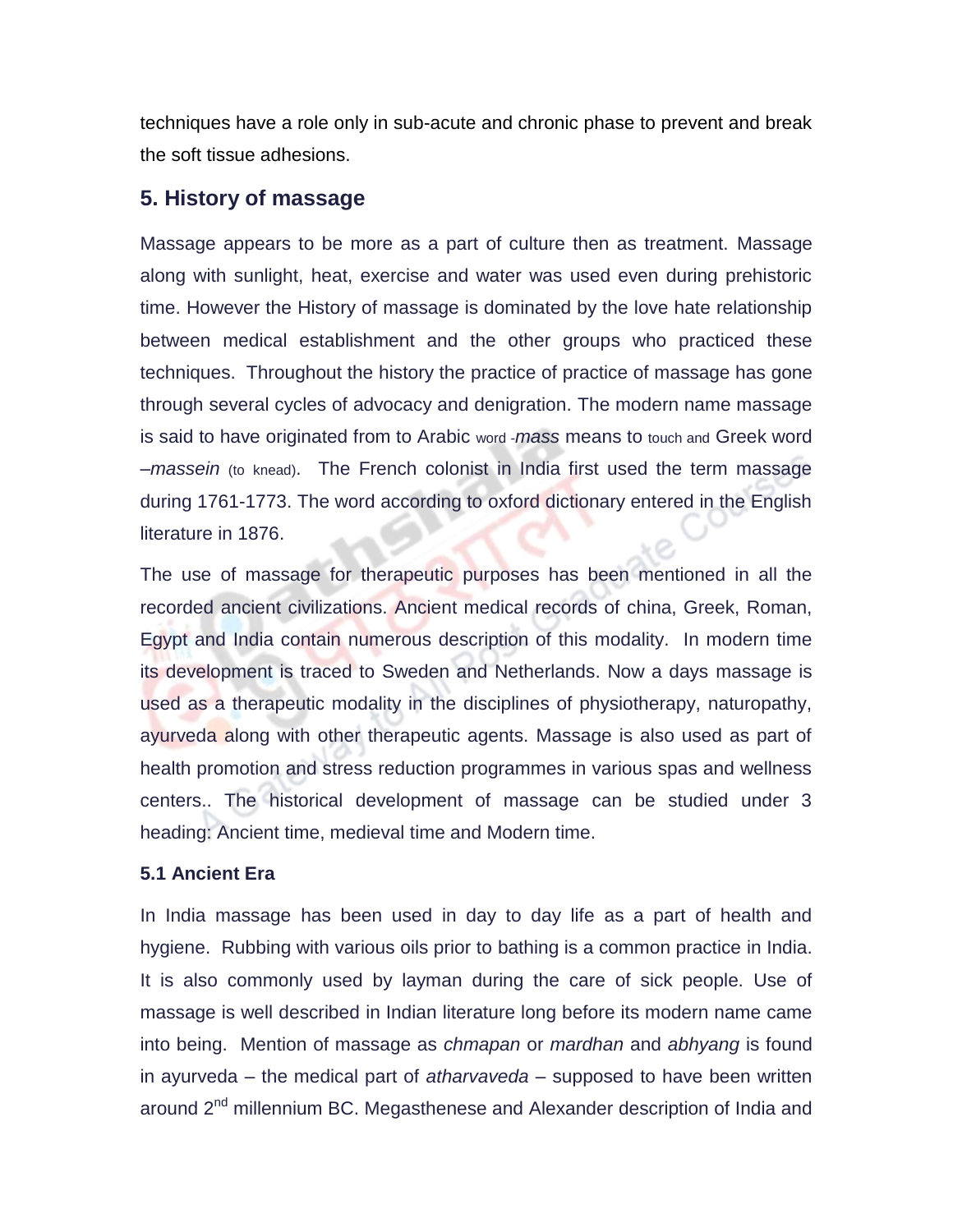techniques have a role only in sub-acute and chronic phase to prevent and break the soft tissue adhesions.

## 5. History of massage

Massage appears to be more as a part of culture then as treatment. Massage along with sunlight, heat, exercise and water was used even during prehistoric time. However the History of massage is dominated by the love hate relationship between medical establishment and the other groups who practiced these techniques. Throughout the history the practice of practice of massage has gone through several cycles of advocacy and denigration. The modern name massage is said to have originated from to Arabic word -*mass* means to touch and Greek word –*massein* (to knead). The French colonist in India first used the term massage during 1761-1773. The word according to oxford dictionary entered in the English literature in 1876.

The use of massage for therapeutic purposes has been mentioned in all the recorded ancient civilizations. Ancient medical records of china, Greek, Roman, Egypt and India contain numerous description of this modality. In modern time its development is traced to Sweden and Netherlands. Now a days massage is used as a therapeutic modality in the disciplines of physiotherapy, naturopathy, ayurveda along with other therapeutic agents. Massage is also used as part of health promotion and stress reduction programmes in various spas and wellness centers.. The historical development of massage can be studied under 3 heading: Ancient time, medieval time and Modern time.

### 5.1 Ancient Era

In India massage has been used in day to day life as a part of health and hygiene. Rubbing with various oils prior to bathing is a common practice in India. It is also commonly used by layman during the care of sick people. Use of massage is well described in Indian literature long before its modern name came into being. Mention of massage as *chmapan* or *mardhan* and *abhyang* is found in ayurveda – the medical part of *atharvaveda* – supposed to have been written around 2nd millennium BC. Megasthenese and Alexander description of India and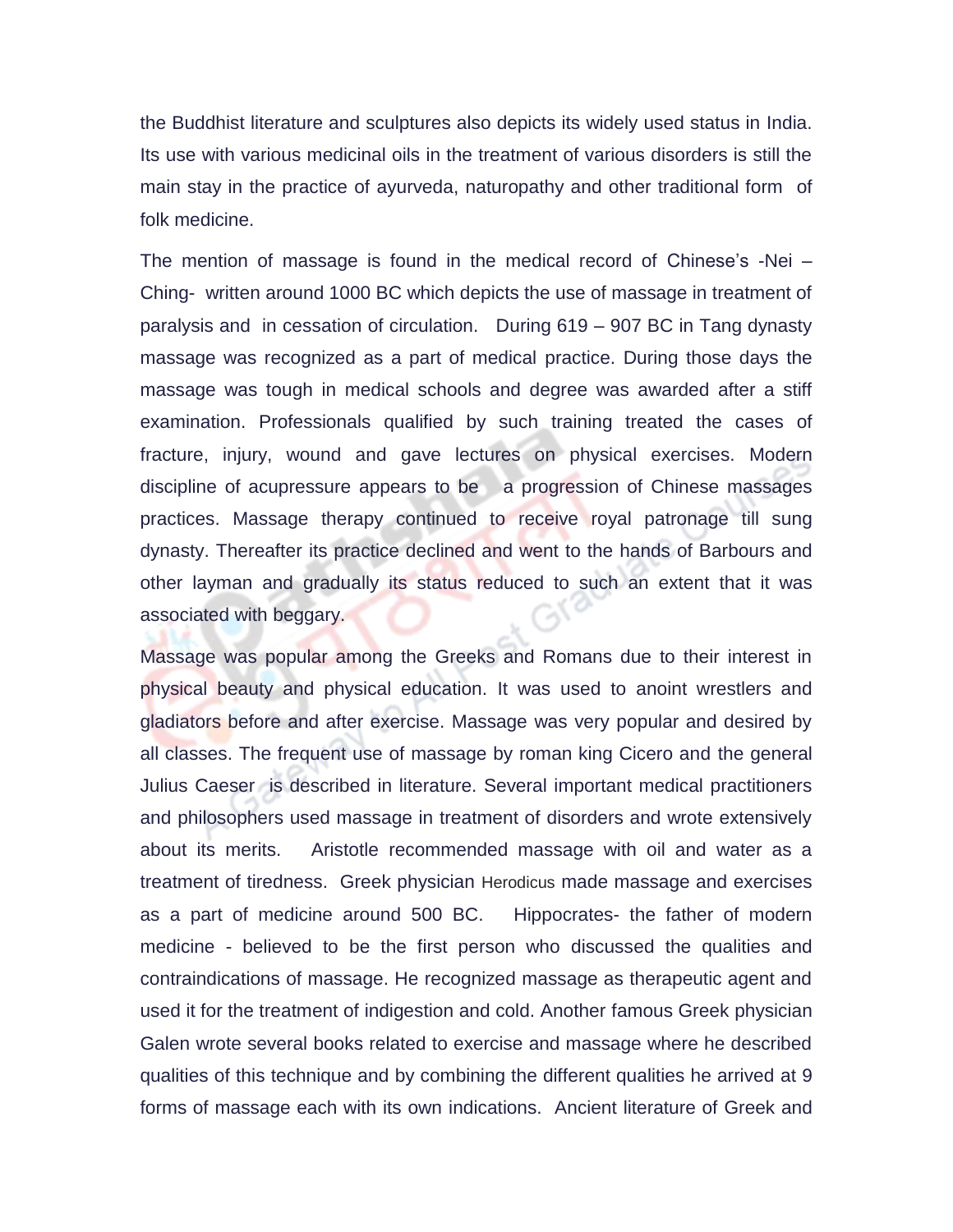the Buddhist literature and sculptures also depicts its widely used status in India. Its use with various medicinal oils in the treatment of various disorders is still the main stay in the practice of ayurveda, naturopathy and other traditional form of folk medicine.

The mention of massage is found in the medical record of Chinese's -Nei – Ching- written around 1000 BC which depicts the use of massage in treatment of paralysis and in cessation of circulation. During 619 – 907 BC in Tang dynasty massage was recognized as a part of medical practice. During those days the massage was tough in medical schools and degree was awarded after a stiff examination. Professionals qualified by such training treated the cases of fracture, injury, wound and gave lectures on physical exercises. Modern discipline of acupressure appears to be a progression of Chinese massages practices. Massage therapy continued to receive royal patronage till sung dynasty. Thereafter its practice declined and went to the hands of Barbours and other layman and gradually its status reduced to such an extent that it was associated with beggary.

Massage was popular among the Greeks and Romans due to their interest in physical beauty and physical education. It was used to anoint wrestlers and gladiators before and after exercise. Massage was very popular and desired by all classes. The frequent use of massage by roman king Cicero and the general Julius Caeser is described in literature. Several important medical practitioners and philosophers used massage in treatment of disorders and wrote extensively about its merits. Aristotle recommended massage with oil and water as a treatment of tiredness. Greek physician Herodicus made massage and exercises as a part of medicine around 500 BC. Hippocrates- the father of modern medicine - believed to be the first person who discussed the qualities and contraindications of massage. He recognized massage as therapeutic agent and used it for the treatment of indigestion and cold. Another famous Greek physician Galen wrote several books related to exercise and massage where he described qualities of this technique and by combining the different qualities he arrived at 9 forms of massage each with its own indications. Ancient literature of Greek and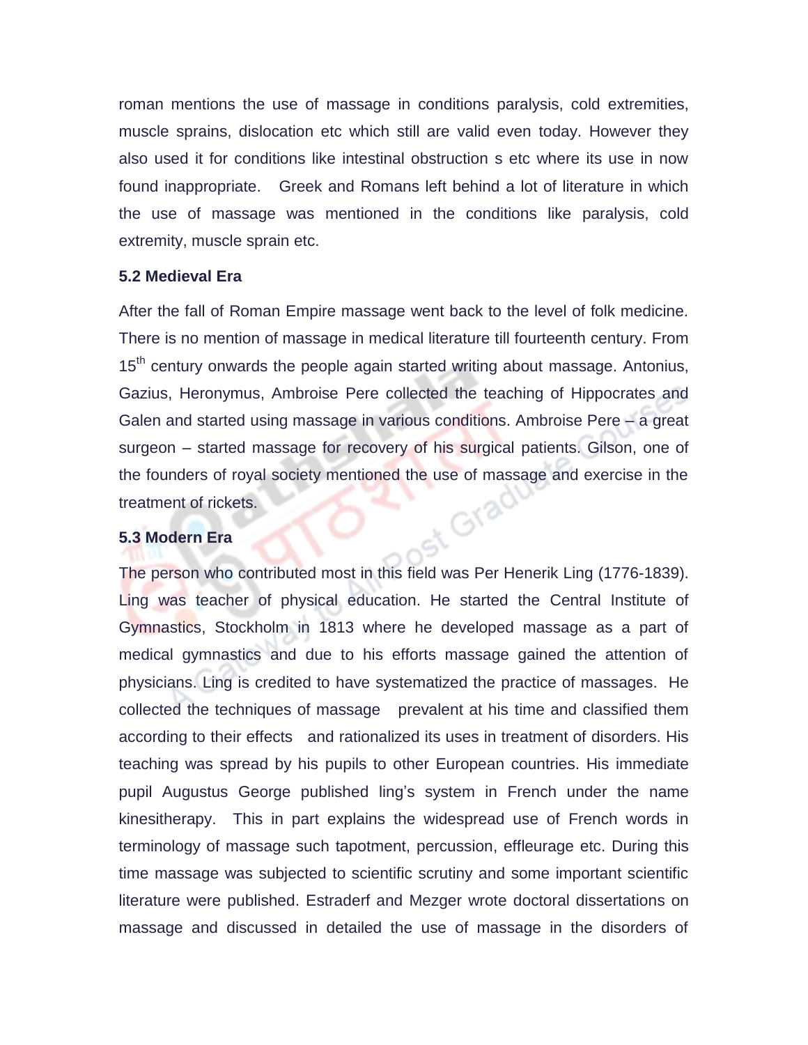roman mentions the use of massage in conditions paralysis, cold extremities, muscle sprains, dislocation etc which still are valid even today. However they also used it for conditions like intestinal obstruction s etc where its use in now found inappropriate.  Greek and Romans left behind a lot of literature in which the use of massage was mentioned in the conditions like paralysis, cold extremity, muscle sprain etc.

**5.2 Medieval Era**

After the fall of Roman Empire massage went back to the level of folk medicine. There is no mention of massage in medical literature till fourteenth century. From 15th century onwards the people again started writing about massage. Antonius, Gazius, Heronymus, Ambroise Pere collected the teaching of Hippocrates and Galen and started using massage in various conditions. Ambroise Pere – a great surgeon – started massage for recovery of his surgical patients. Gilson, one of the founders of royal society mentioned the use of massage and exercise in the treatment of rickets.

**5.3 Modern Era**

The person who contributed most in this field was Per Henerik Ling (1776-1839). Ling was teacher of physical education. He started the Central Institute of Gymnastics, Stockholm in 1813 where he developed massage as a part of medical gymnastics and due to his efforts massage gained the attention of physicians. Ling is credited to have systematized the practice of massages. He collected the techniques of massage  prevalent at his time and classified them according to their effects  and rationalized its uses in treatment of disorders. His teaching was spread by his pupils to other European countries. His immediate pupil Augustus George published ling's system in French under the name kinesitherapy.  This in part explains the widespread use of French words in terminology of massage such tapotment, percussion, effleurage etc. During this time massage was subjected to scientific scrutiny and some important scientific literature were published. Estraderf and Mezger wrote doctoral dissertations on massage and discussed in detailed the use of massage in the disorders of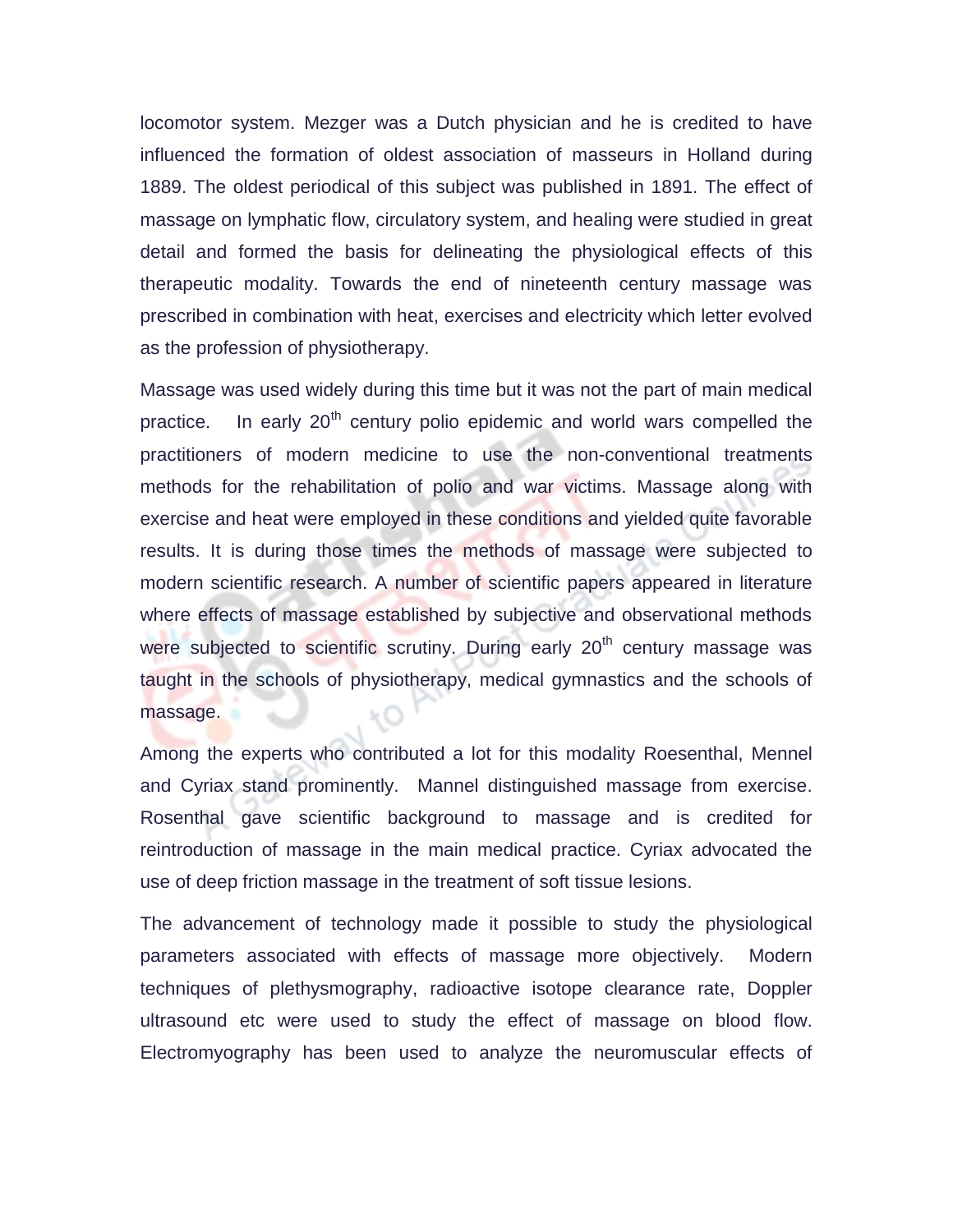locomotor system. Mezger was a Dutch physician and he is credited to have influenced the formation of oldest association of masseurs in Holland during 1889. The oldest periodical of this subject was published in 1891. The effect of massage on lymphatic flow, circulatory system, and healing were studied in great detail and formed the basis for delineating the physiological effects of this therapeutic modality. Towards the end of nineteenth century massage was prescribed in combination with heat, exercises and electricity which letter evolved as the profession of physiotherapy.

Massage was used widely during this time but it was not the part of main medical practice. In early 20th century polio epidemic and world wars compelled the practitioners of modern medicine to use the non-conventional treatments methods for the rehabilitation of polio and war victims. Massage along with exercise and heat were employed in these conditions and yielded quite favorable results. It is during those times the methods of massage were subjected to modern scientific research. A number of scientific papers appeared in literature where effects of massage established by subjective and observational methods were subjected to scientific scrutiny. During early 20th century massage was taught in the schools of physiotherapy, medical gymnastics and the schools of massage.

Among the experts who contributed a lot for this modality Roesenthal, Mennel and Cyriax stand prominently. Mannel distinguished massage from exercise. Rosenthal gave scientific background to massage and is credited for reintroduction of massage in the main medical practice. Cyriax advocated the use of deep friction massage in the treatment of soft tissue lesions.

The advancement of technology made it possible to study the physiological parameters associated with effects of massage more objectively. Modern techniques of plethysmography, radioactive isotope clearance rate, Doppler ultrasound etc were used to study the effect of massage on blood flow. Electromyography has been used to analyze the neuromuscular effects of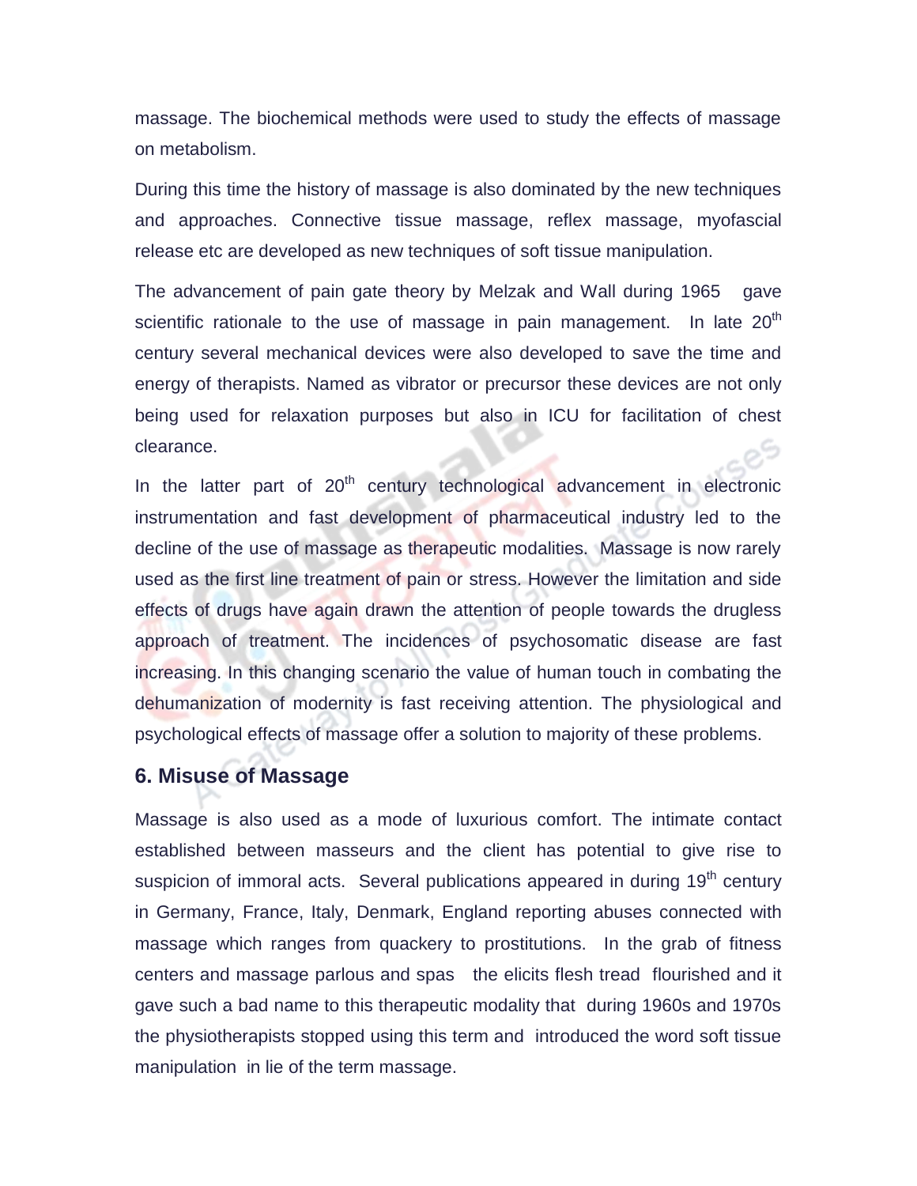massage. The biochemical methods were used to study the effects of massage on metabolism.

During this time the history of massage is also dominated by the new techniques and approaches. Connective tissue massage, reflex massage, myofascial release etc are developed as new techniques of soft tissue manipulation.

The advancement of pain gate theory by Melzak and Wall during 1965 gave scientific rationale to the use of massage in pain management. In late 20th century several mechanical devices were also developed to save the time and energy of therapists. Named as vibrator or precursor these devices are not only being used for relaxation purposes but also in ICU for facilitation of chest clearance.

In the latter part of 20th century technological advancement in electronic instrumentation and fast development of pharmaceutical industry led to the decline of the use of massage as therapeutic modalities. Massage is now rarely used as the first line treatment of pain or stress. However the limitation and side effects of drugs have again drawn the attention of people towards the drugless approach of treatment. The incidences of psychosomatic disease are fast increasing. In this changing scenario the value of human touch in combating the dehumanization of modernity is fast receiving attention. The physiological and psychological effects of massage offer a solution to majority of these problems.

## 6. Misuse of Massage

Massage is also used as a mode of luxurious comfort. The intimate contact established between masseurs and the client has potential to give rise to suspicion of immoral acts. Several publications appeared in during 19th century in Germany, France, Italy, Denmark, England reporting abuses connected with massage which ranges from quackery to prostitutions. In the grab of fitness centers and massage parlous and spas the elicits flesh tread flourished and it gave such a bad name to this therapeutic modality that during 1960s and 1970s the physiotherapists stopped using this term and introduced the word soft tissue manipulation in lie of the term massage.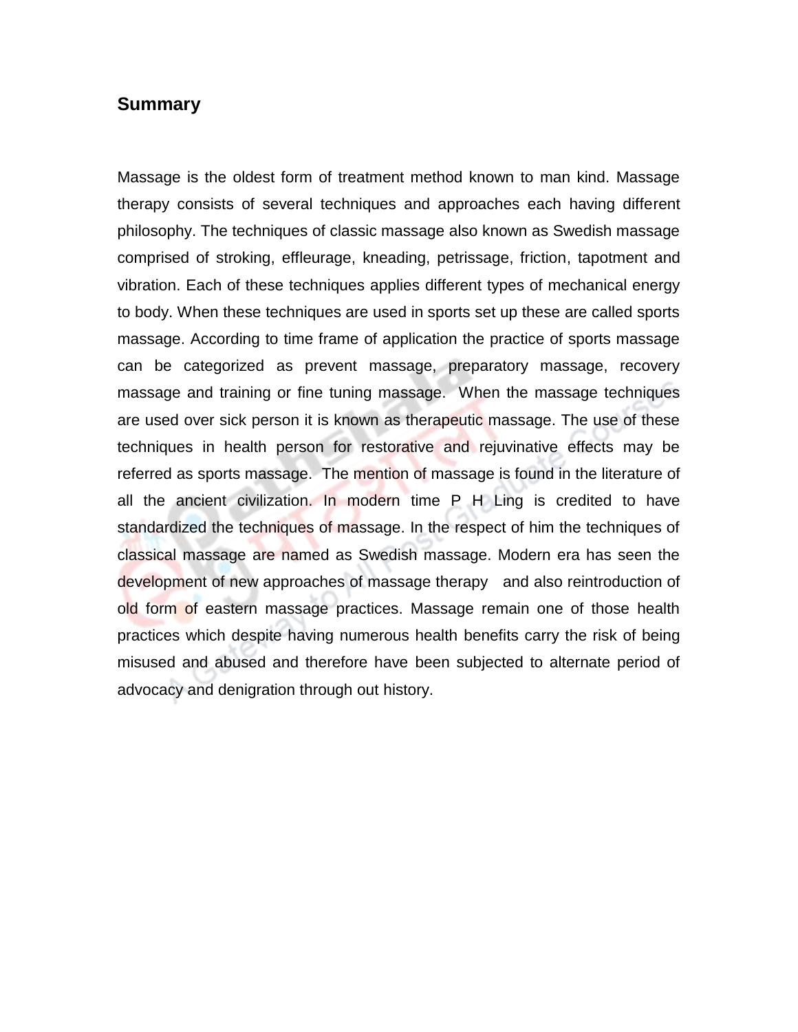## Summary

Massage is the oldest form of treatment method known to man kind. Massage therapy consists of several techniques and approaches each having different philosophy. The techniques of classic massage also known as Swedish massage comprised of stroking, effleurage, kneading, petrissage, friction, tapotment and vibration. Each of these techniques applies different types of mechanical energy to body. When these techniques are used in sports set up these are called sports massage. According to time frame of application the practice of sports massage can be categorized as prevent massage, preparatory massage, recovery massage and training or fine tuning massage. When the massage techniques are used over sick person it is known as therapeutic massage. The use of these techniques in health person for restorative and rejuvinative effects may be referred as sports massage. The mention of massage is found in the literature of all the ancient civilization. In modern time P H Ling is credited to have standardized the techniques of massage. In the respect of him the techniques of classical massage are named as Swedish massage. Modern era has seen the development of new approaches of massage therapy and also reintroduction of old form of eastern massage practices. Massage remain one of those health practices which despite having numerous health benefits carry the risk of being misused and abused and therefore have been subjected to alternate period of advocacy and denigration through out history.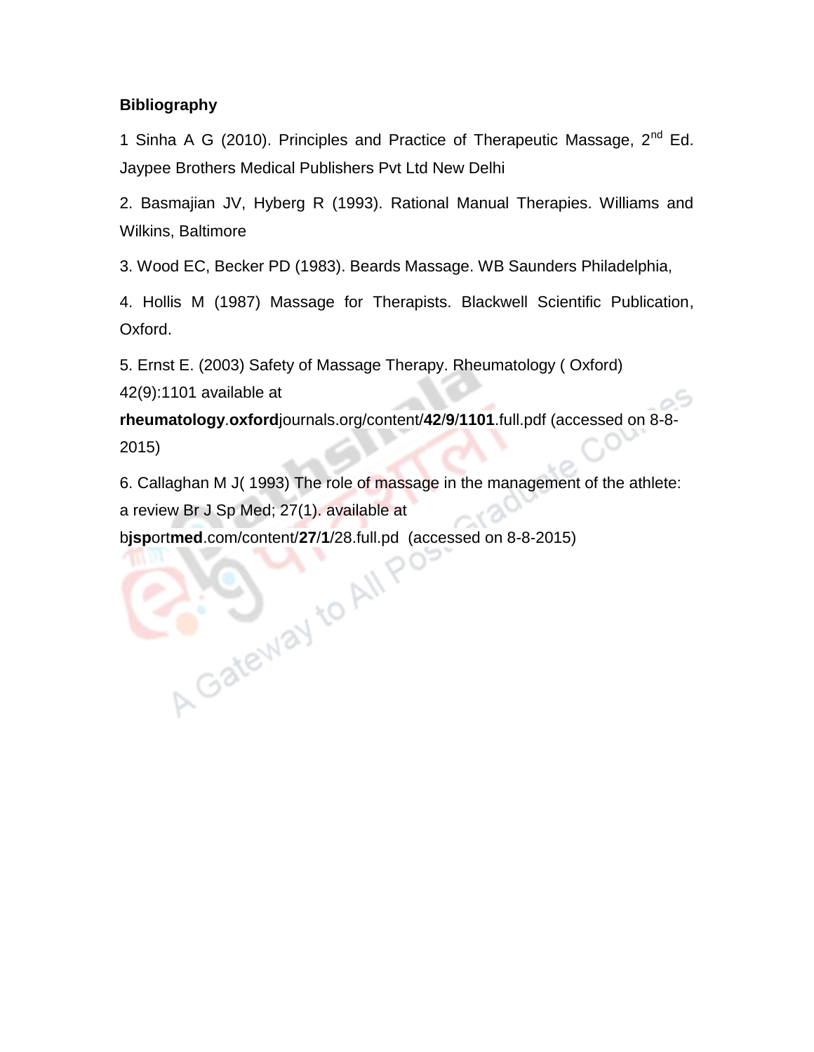**Bibliography**

1 Sinha A G (2010). Principles and Practice of Therapeutic Massage, 2nd Ed. Jaypee Brothers Medical Publishers Pvt Ltd New Delhi

2. Basmajian JV, Hyberg R (1993). Rational Manual Therapies. Williams and Wilkins, Baltimore

3. Wood EC, Becker PD (1983). Beards Massage. WB Saunders Philadelphia,

4. Hollis M (1987) Massage for Therapists. Blackwell Scientific Publication, Oxford.

5. Ernst E. (2003) Safety of Massage Therapy. Rheumatology ( Oxford) 42(9):1101 available at **rheumatology**.**oxford**journals.org/content/**42**/**9**/**1101**.full.pdf (accessed on 8-8-2015)

6. Callaghan M J( 1993) The role of massage in the management of the athlete: a review Br J Sp Med; 27(1). available at b**jsp**ort**med**.com/content/**27**/**1**/28.full.pd (accessed on 8-8-2015)